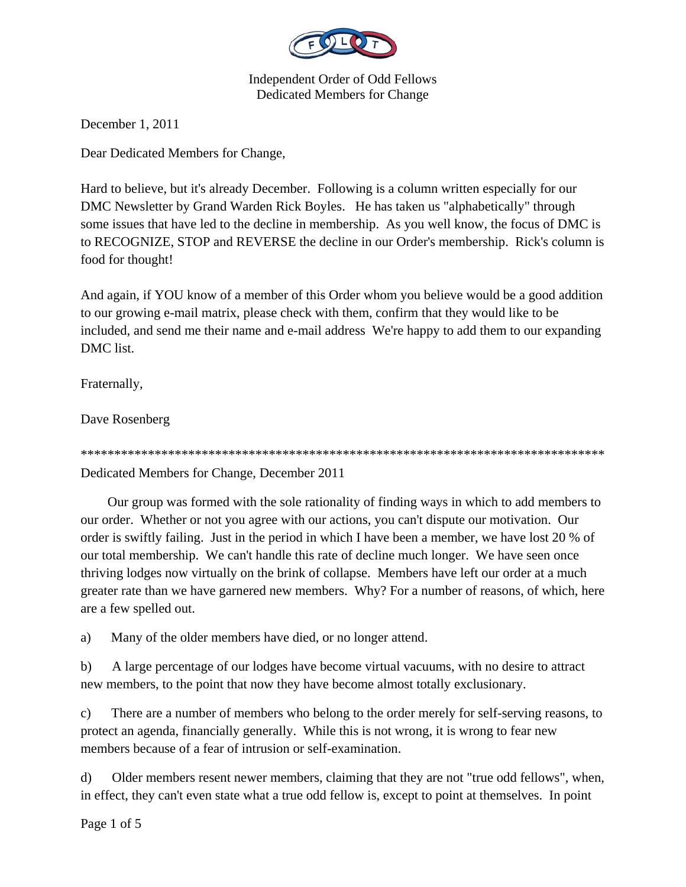Independent Order of Odd Fellows
Dedicated Members for Change

December 1, 2011

Dear Dedicated Members for Change,

Hard to believe, but it's already December. Following is a column written especially for our DMC Newsletter by Grand Warden Rick Boyles. He has taken us "alphabetically" through some issues that have led to the decline in membership. As you well know, the focus of DMC is to RECOGNIZE, STOP and REVERSE the decline in our Order's membership. Rick's column is food for thought!

And again, if YOU know of a member of this Order whom you believe would be a good addition to our growing e-mail matrix, please check with them, confirm that they would like to be included, and send me their name and e-mail address We're happy to add them to our expanding DMC list.

Fraternally,

Dave Rosenberg

*********************************************************************************

Dedicated Members for Change, December 2011

Our group was formed with the sole rationality of finding ways in which to add members to our order. Whether or not you agree with our actions, you can't dispute our motivation. Our order is swiftly failing. Just in the period in which I have been a member, we have lost 20 % of our total membership. We can't handle this rate of decline much longer. We have seen once thriving lodges now virtually on the brink of collapse. Members have left our order at a much greater rate than we have garnered new members. Why? For a number of reasons, of which, here are a few spelled out.

a) Many of the older members have died, or no longer attend.

b) A large percentage of our lodges have become virtual vacuums, with no desire to attract new members, to the point that now they have become almost totally exclusionary.

c) There are a number of members who belong to the order merely for self-serving reasons, to protect an agenda, financially generally. While this is not wrong, it is wrong to fear new members because of a fear of intrusion or self-examination.

d) Older members resent newer members, claiming that they are not "true odd fellows", when, in effect, they can't even state what a true odd fellow is, except to point at themselves. In point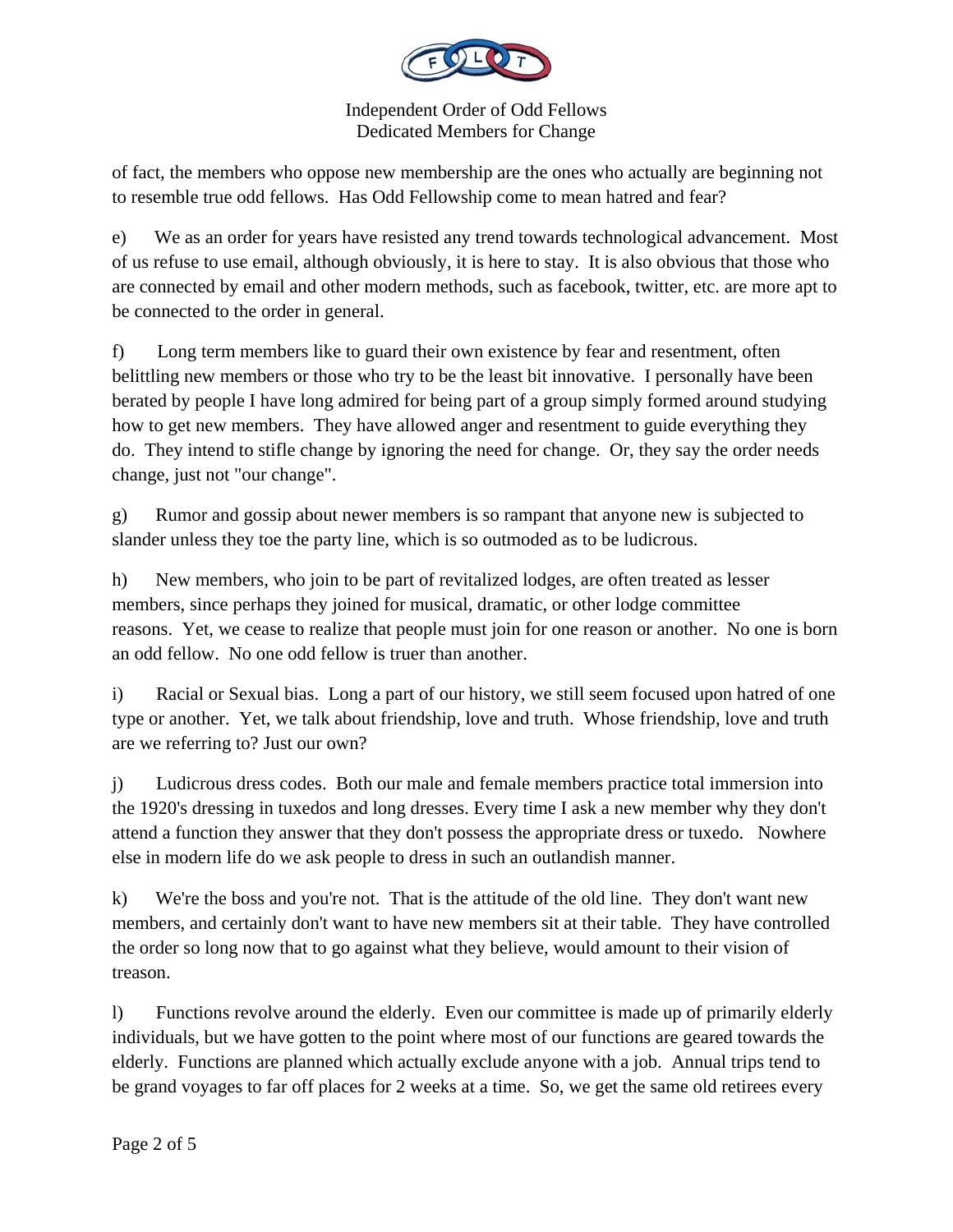of fact, the members who oppose new membership are the ones who actually are beginning not to resemble true odd fellows. Has Odd Fellowship come to mean hatred and fear?

e) We as an order for years have resisted any trend towards technological advancement. Most of us refuse to use email, although obviously, it is here to stay. It is also obvious that those who are connected by email and other modern methods, such as facebook, twitter, etc. are more apt to be connected to the order in general.

f) Long term members like to guard their own existence by fear and resentment, often belittling new members or those who try to be the least bit innovative. I personally have been berated by people I have long admired for being part of a group simply formed around studying how to get new members. They have allowed anger and resentment to guide everything they do. They intend to stifle change by ignoring the need for change. Or, they say the order needs change, just not "our change".

g) Rumor and gossip about newer members is so rampant that anyone new is subjected to slander unless they toe the party line, which is so outmoded as to be ludicrous.

h) New members, who join to be part of revitalized lodges, are often treated as lesser members, since perhaps they joined for musical, dramatic, or other lodge committee reasons. Yet, we cease to realize that people must join for one reason or another. No one is born an odd fellow. No one odd fellow is truer than another.

i) Racial or Sexual bias. Long a part of our history, we still seem focused upon hatred of one type or another. Yet, we talk about friendship, love and truth. Whose friendship, love and truth are we referring to? Just our own?

j) Ludicrous dress codes. Both our male and female members practice total immersion into the 1920's dressing in tuxedos and long dresses. Every time I ask a new member why they don't attend a function they answer that they don't possess the appropriate dress or tuxedo. Nowhere else in modern life do we ask people to dress in such an outlandish manner.

k) We're the boss and you're not. That is the attitude of the old line. They don't want new members, and certainly don't want to have new members sit at their table. They have controlled the order so long now that to go against what they believe, would amount to their vision of treason.

l) Functions revolve around the elderly. Even our committee is made up of primarily elderly individuals, but we have gotten to the point where most of our functions are geared towards the elderly. Functions are planned which actually exclude anyone with a job. Annual trips tend to be grand voyages to far off places for 2 weeks at a time. So, we get the same old retirees every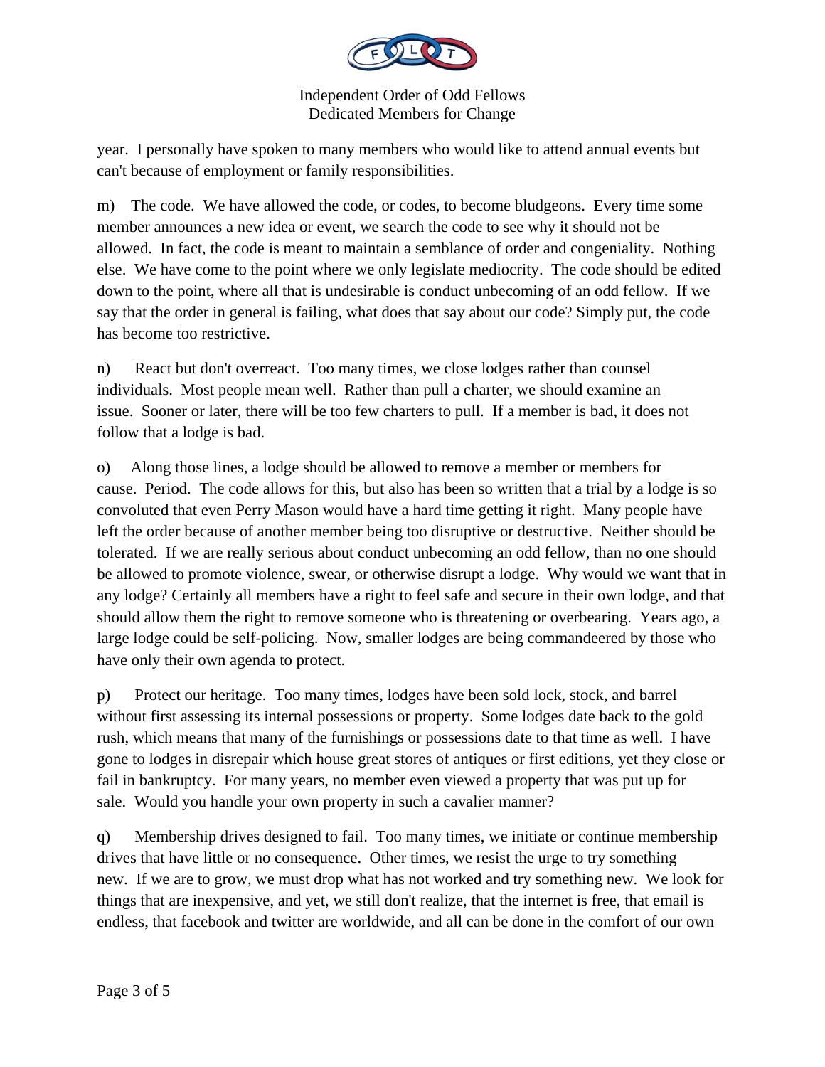year. I personally have spoken to many members who would like to attend annual events but can't because of employment or family responsibilities.

m) The code. We have allowed the code, or codes, to become bludgeons. Every time some member announces a new idea or event, we search the code to see why it should not be allowed. In fact, the code is meant to maintain a semblance of order and congeniality. Nothing else. We have come to the point where we only legislate mediocrity. The code should be edited down to the point, where all that is undesirable is conduct unbecoming of an odd fellow. If we say that the order in general is failing, what does that say about our code? Simply put, the code has become too restrictive.

n) React but don't overreact. Too many times, we close lodges rather than counsel individuals. Most people mean well. Rather than pull a charter, we should examine an issue. Sooner or later, there will be too few charters to pull. If a member is bad, it does not follow that a lodge is bad.

o) Along those lines, a lodge should be allowed to remove a member or members for cause. Period. The code allows for this, but also has been so written that a trial by a lodge is so convoluted that even Perry Mason would have a hard time getting it right. Many people have left the order because of another member being too disruptive or destructive. Neither should be tolerated. If we are really serious about conduct unbecoming an odd fellow, than no one should be allowed to promote violence, swear, or otherwise disrupt a lodge. Why would we want that in any lodge? Certainly all members have a right to feel safe and secure in their own lodge, and that should allow them the right to remove someone who is threatening or overbearing. Years ago, a large lodge could be self-policing. Now, smaller lodges are being commandeered by those who have only their own agenda to protect.

p) Protect our heritage. Too many times, lodges have been sold lock, stock, and barrel without first assessing its internal possessions or property. Some lodges date back to the gold rush, which means that many of the furnishings or possessions date to that time as well. I have gone to lodges in disrepair which house great stores of antiques or first editions, yet they close or fail in bankruptcy. For many years, no member even viewed a property that was put up for sale. Would you handle your own property in such a cavalier manner?

q) Membership drives designed to fail. Too many times, we initiate or continue membership drives that have little or no consequence. Other times, we resist the urge to try something new. If we are to grow, we must drop what has not worked and try something new. We look for things that are inexpensive, and yet, we still don't realize, that the internet is free, that email is endless, that facebook and twitter are worldwide, and all can be done in the comfort of our own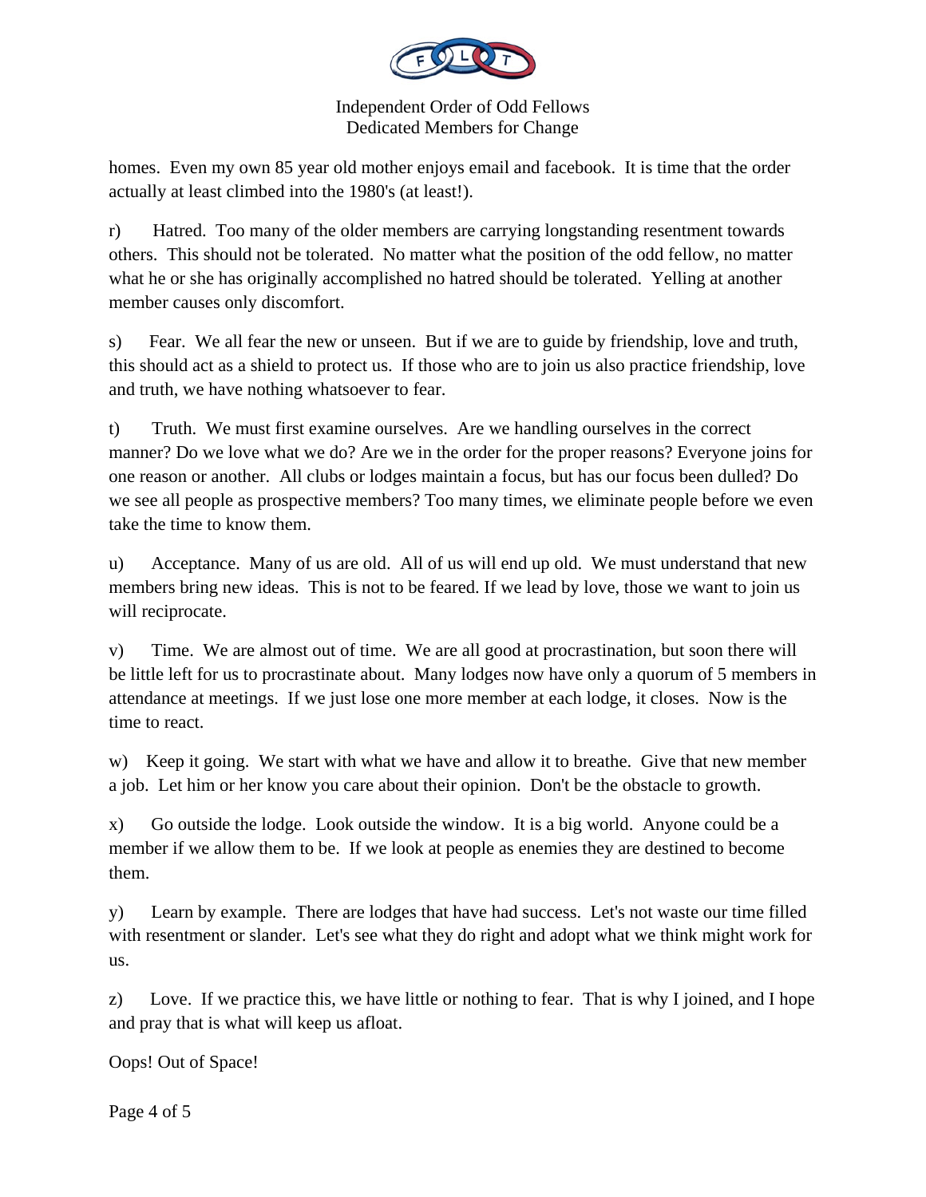homes. Even my own 85 year old mother enjoys email and facebook. It is time that the order actually at least climbed into the 1980's (at least!).

r) Hatred. Too many of the older members are carrying longstanding resentment towards others. This should not be tolerated. No matter what the position of the odd fellow, no matter what he or she has originally accomplished no hatred should be tolerated. Yelling at another member causes only discomfort.

s) Fear. We all fear the new or unseen. But if we are to guide by friendship, love and truth, this should act as a shield to protect us. If those who are to join us also practice friendship, love and truth, we have nothing whatsoever to fear.

t) Truth. We must first examine ourselves. Are we handling ourselves in the correct manner? Do we love what we do? Are we in the order for the proper reasons? Everyone joins for one reason or another. All clubs or lodges maintain a focus, but has our focus been dulled? Do we see all people as prospective members? Too many times, we eliminate people before we even take the time to know them.

u) Acceptance. Many of us are old. All of us will end up old. We must understand that new members bring new ideas. This is not to be feared. If we lead by love, those we want to join us will reciprocate.

v) Time. We are almost out of time. We are all good at procrastination, but soon there will be little left for us to procrastinate about. Many lodges now have only a quorum of 5 members in attendance at meetings. If we just lose one more member at each lodge, it closes. Now is the time to react.

w) Keep it going. We start with what we have and allow it to breathe. Give that new member a job. Let him or her know you care about their opinion. Don't be the obstacle to growth.

x) Go outside the lodge. Look outside the window. It is a big world. Anyone could be a member if we allow them to be. If we look at people as enemies they are destined to become them.

y) Learn by example. There are lodges that have had success. Let's not waste our time filled with resentment or slander. Let's see what they do right and adopt what we think might work for us.

z) Love. If we practice this, we have little or nothing to fear. That is why I joined, and I hope and pray that is what will keep us afloat.

Oops! Out of Space!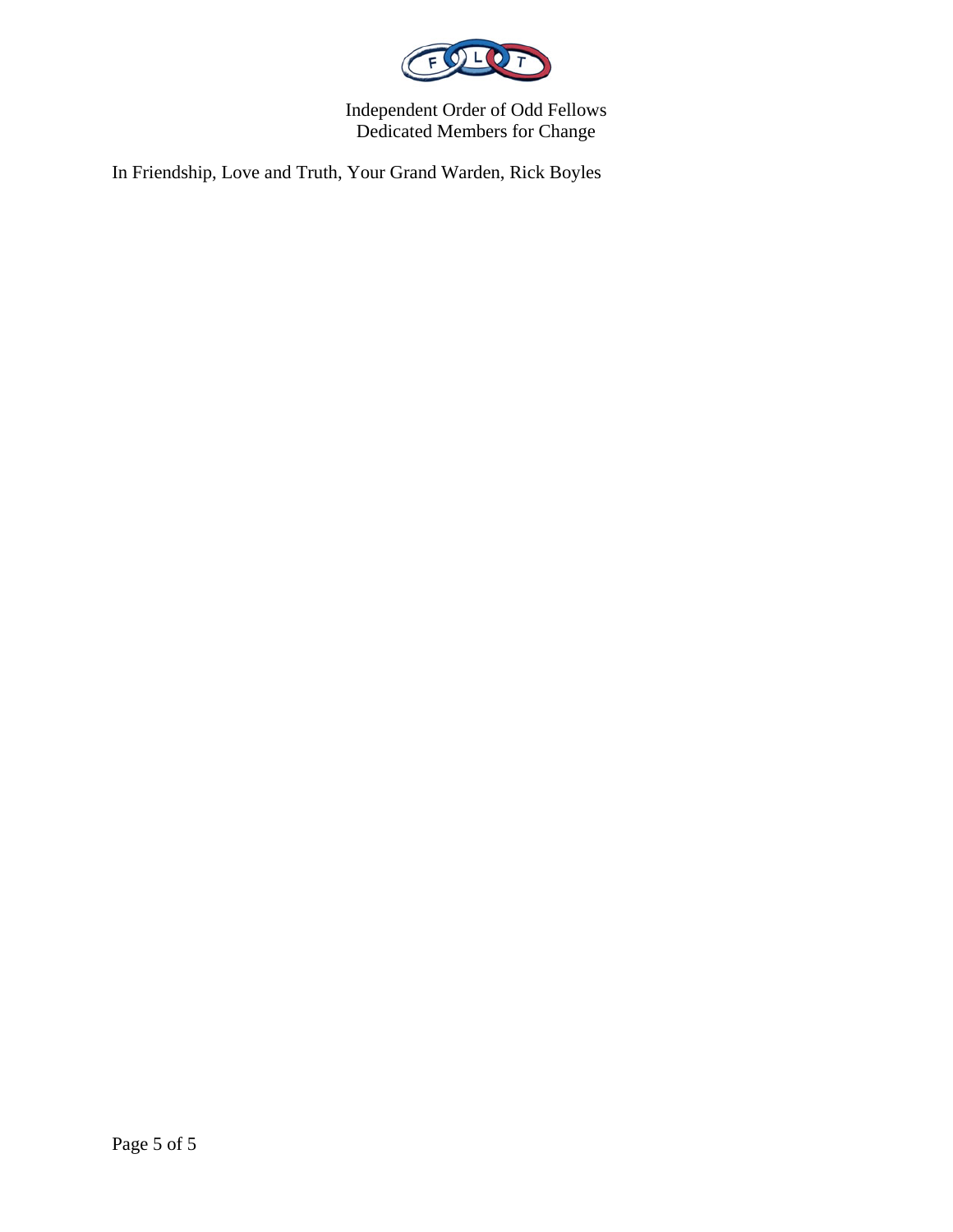Independent Order of Odd Fellows
Dedicated Members for Change

In Friendship, Love and Truth, Your Grand Warden, Rick Boyles